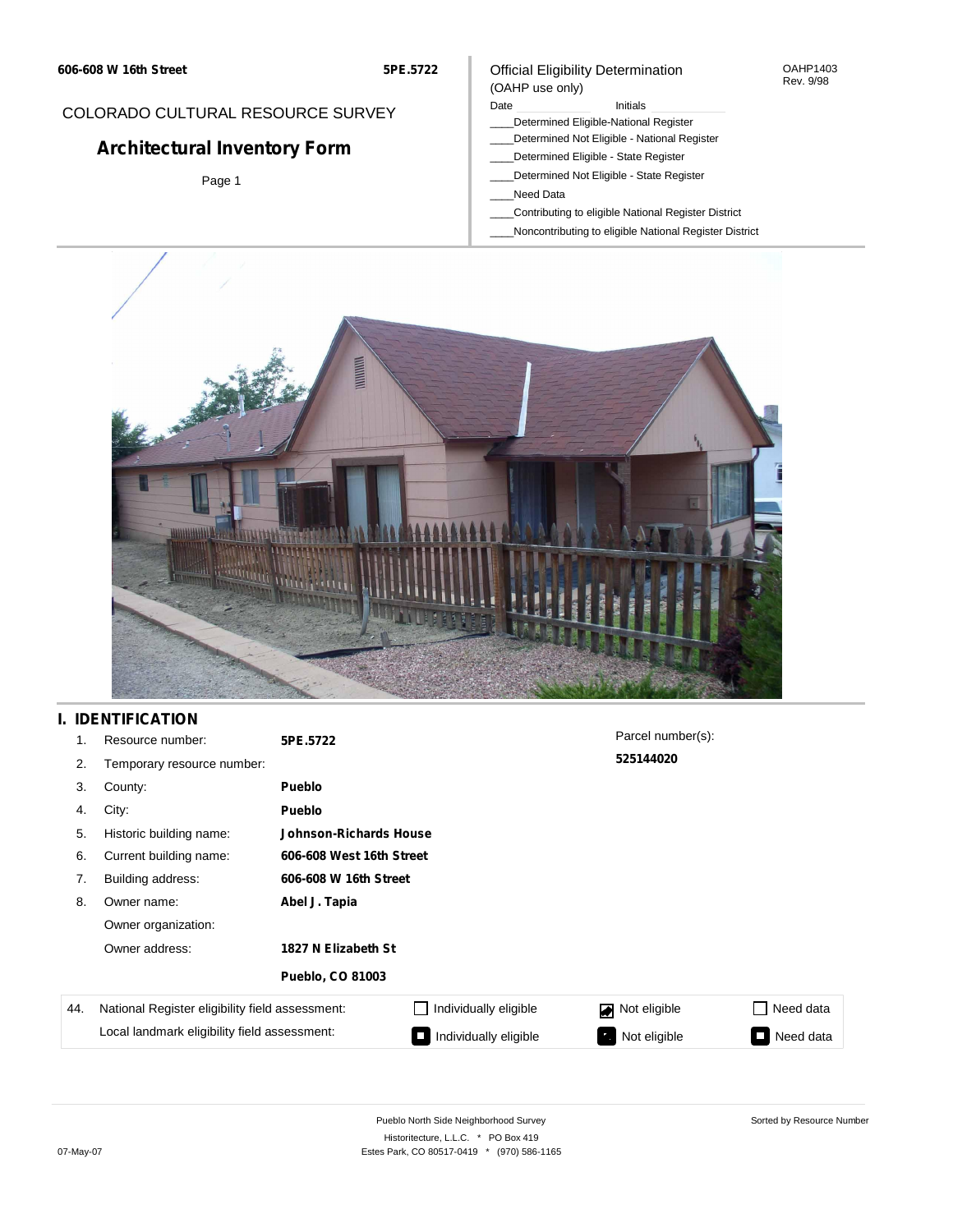606-608 W 16th Street

5PE.5722

COLORADO CULTURAL RESOURCE SURVEY

# Architectural Inventory Form

Official Eligibility Determination
(OAHP use only)

OAHP1403
Rev. 9/98

Date ____________ Initials ____________

____Determined Eligible-National Register
____Determined Not Eligible - National Register
____Determined Eligible - State Register
____Determined Not Eligible - State Register
____Need Data
____Contributing to eligible National Register District
____Noncontributing to eligible National Register District

## I. IDENTIFICATION

1. Resource number: **5PE.5722**
2. Temporary resource number:
3. County: **Pueblo**
4. City: **Pueblo**
5. Historic building name: **Johnson-Richards House**
6. Current building name: **606-608 West 16th Street**
7. Building address: **606-608 W 16th Street**
8. Owner name: **Abel J. Tapia**

   Owner organization:

   Owner address: **1827 N Elizabeth St**

   **Pueblo, CO 81003**

Parcel number(s): **525144020**

| 44. | | | | |
|---|---|---|---|---|
| National Register eligibility field assessment: | ☐ Individually eligible | ☑ Not eligible | ☐ Need data |
| Local landmark eligibility field assessment: | ■ Individually eligible | ■ Not eligible | ■ Need data |

Pueblo North Side Neighborhood Survey
Historitecture, L.L.C. * PO Box 419
Estes Park, CO 80517-0419 * (970) 586-1165

Sorted by Resource Number

07-May-07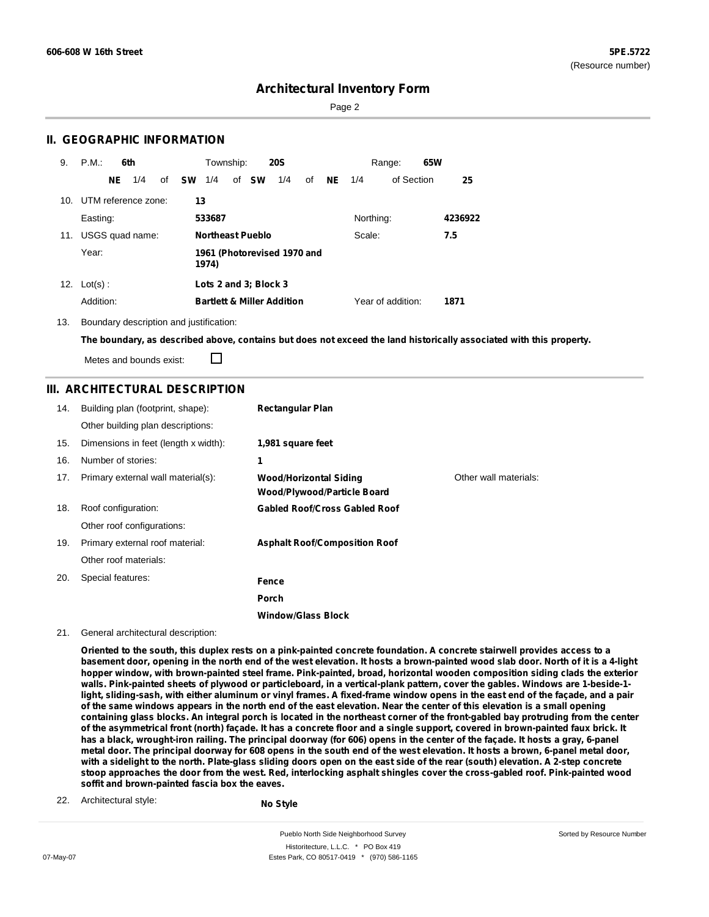# Architectural Inventory Form

## II. GEOGRAPHIC INFORMATION

9. P.M.: **6th** Township: **20S** Range: **65W**
   **NE** 1/4 of **SW** 1/4 of **SW** 1/4 of **NE** 1/4 of Section **25**

10. UTM reference zone: **13**
    Easting: **533687** Northing: **4236922**

11. USGS quad name: **Northeast Pueblo** Scale: **7.5**
    Year: **1961 (Photorevised 1970 and 1974)**

12. Lot(s): **Lots 2 and 3; Block 3**
    Addition: **Bartlett & Miller Addition** Year of addition: **1871**

13. Boundary description and justification:
    **The boundary, as described above, contains but does not exceed the land historically associated with this property.**
    Metes and bounds exist: ☐

## III. ARCHITECTURAL DESCRIPTION

14. Building plan (footprint, shape): **Rectangular Plan**
    Other building plan descriptions:
15. Dimensions in feet (length x width): **1,981 square feet**
16. Number of stories: **1**
17. Primary external wall material(s): **Wood/Horizontal Siding**, **Wood/Plywood/Particle Board**
    Other wall materials:
18. Roof configuration: **Gabled Roof/Cross Gabled Roof**
    Other roof configurations:
19. Primary external roof material: **Asphalt Roof/Composition Roof**
    Other roof materials:
20. Special features: **Fence**, **Porch**, **Window/Glass Block**
21. General architectural description:

**Oriented to the south, this duplex rests on a pink-painted concrete foundation. A concrete stairwell provides access to a basement door, opening in the north end of the west elevation. It hosts a brown-painted wood slab door. North of it is a 4-light hopper window, with brown-painted steel frame. Pink-painted, broad, horizontal wooden composition siding clads the exterior walls. Pink-painted sheets of plywood or particleboard, in a vertical-plank pattern, cover the gables. Windows are 1-beside-1-light, sliding-sash, with either aluminum or vinyl frames. A fixed-frame window opens in the east end of the façade, and a pair of the same windows appears in the north end of the east elevation. Near the center of this elevation is a small opening containing glass blocks. An integral porch is located in the northeast corner of the front-gabled bay protruding from the center of the asymmetrical front (north) façade. It has a concrete floor and a single support, covered in brown-painted faux brick. It has a black, wrought-iron railing. The principal doorway (for 606) opens in the center of the façade. It hosts a gray, 6-panel metal door. The principal doorway for 608 opens in the south end of the west elevation. It hosts a brown, 6-panel metal door, with a sidelight to the north. Plate-glass sliding doors open on the east side of the rear (south) elevation. A 2-step concrete stoop approaches the door from the west. Red, interlocking asphalt shingles cover the cross-gabled roof. Pink-painted wood soffit and brown-painted fascia box the eaves.**

22. Architectural style: **No Style**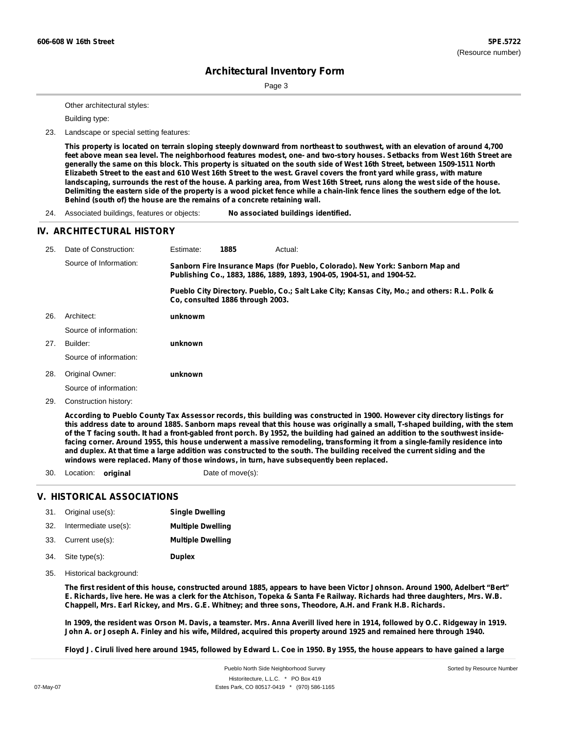Other architectural styles:

Building type:

23. Landscape or special setting features:

**This property is located on terrain sloping steeply downward from northeast to southwest, with an elevation of around 4,700 feet above mean sea level. The neighborhood features modest, one- and two-story houses. Setbacks from West 16th Street are generally the same on this block. This property is situated on the south side of West 16th Street, between 1509-1511 North Elizabeth Street to the east and 610 West 16th Street to the west. Gravel covers the front yard while grass, with mature landscaping, surrounds the rest of the house. A parking area, from West 16th Street, runs along the west side of the house. Delimiting the eastern side of the property is a wood picket fence while a chain-link fence lines the southern edge of the lot. Behind (south of) the house are the remains of a concrete retaining wall.**

24. Associated buildings, features or objects: **No associated buildings identified.**

## IV. ARCHITECTURAL HISTORY

25. Date of Construction: Estimate: **1885** Actual:

Source of Information: **Sanborn Fire Insurance Maps (for Pueblo, Colorado). New York: Sanborn Map and Publishing Co., 1883, 1886, 1889, 1893, 1904-05, 1904-51, and 1904-52.**

**Pueblo City Directory. Pueblo, Co.; Salt Lake City; Kansas City, Mo.; and others: R.L. Polk & Co, consulted 1886 through 2003.**

26. Architect: **unknowm**

Source of information:

27. Builder: **unknown**

Source of information:

28. Original Owner: **unknown**

Source of information:

29. Construction history:

**According to Pueblo County Tax Assessor records, this building was constructed in 1900. However city directory listings for this address date to around 1885. Sanborn maps reveal that this house was originally a small, T-shaped building, with the stem of the T facing south. It had a front-gabled front porch. By 1952, the building had gained an addition to the southwest inside-facing corner. Around 1955, this house underwent a massive remodeling, transforming it from a single-family residence into and duplex. At that time a large addition was constructed to the south. The building received the current siding and the windows were replaced. Many of those windows, in turn, have subsequently been replaced.**

30. Location: **original** Date of move(s):

## V. HISTORICAL ASSOCIATIONS

31. Original use(s): **Single Dwelling**

32. Intermediate use(s): **Multiple Dwelling**

33. Current use(s): **Multiple Dwelling**

34. Site type(s): **Duplex**

35. Historical background:

**The first resident of this house, constructed around 1885, appears to have been Victor Johnson. Around 1900, Adelbert "Bert" E. Richards, live here. He was a clerk for the Atchison, Topeka & Santa Fe Railway. Richards had three daughters, Mrs. W.B. Chappell, Mrs. Earl Rickey, and Mrs. G.E. Whitney; and three sons, Theodore, A.H. and Frank H.B. Richards.**

**In 1909, the resident was Orson M. Davis, a teamster. Mrs. Anna Averill lived here in 1914, followed by O.C. Ridgeway in 1919. John A. or Joseph A. Finley and his wife, Mildred, acquired this property around 1925 and remained here through 1940.**

**Floyd J. Ciruli lived here around 1945, followed by Edward L. Coe in 1950. By 1955, the house appears to have gained a large**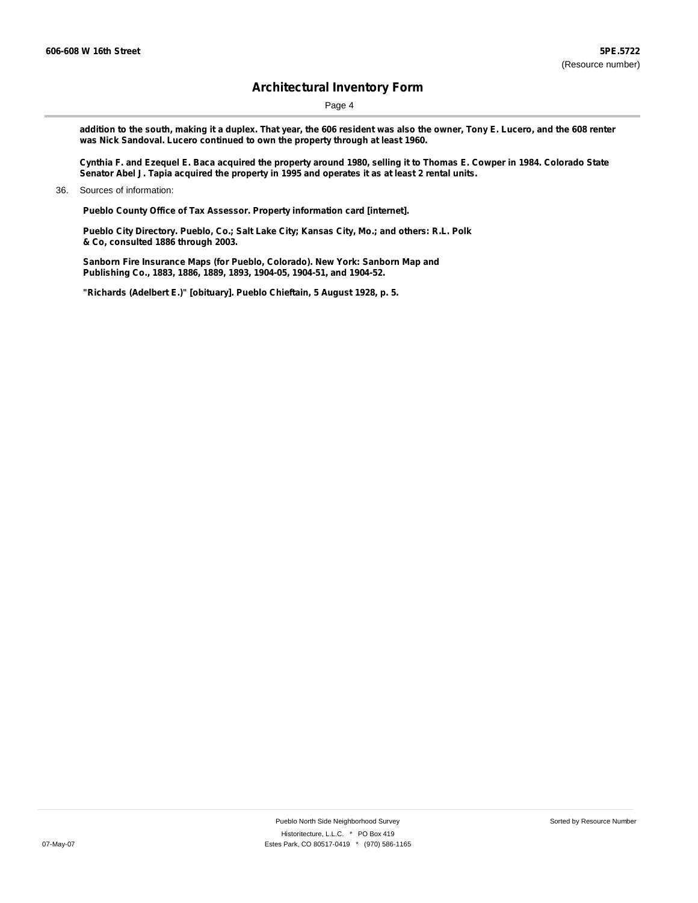**addition to the south, making it a duplex. That year, the 606 resident was also the owner, Tony E. Lucero, and the 608 renter was Nick Sandoval. Lucero continued to own the property through at least 1960.**

**Cynthia F. and Ezequel E. Baca acquired the property around 1980, selling it to Thomas E. Cowper in 1984. Colorado State Senator Abel J. Tapia acquired the property in 1995 and operates it as at least 2 rental units.**

36. Sources of information:

**Pueblo County Office of Tax Assessor. Property information card [internet].**

**Pueblo City Directory. Pueblo, Co.; Salt Lake City; Kansas City, Mo.; and others: R.L. Polk & Co, consulted 1886 through 2003.**

**Sanborn Fire Insurance Maps (for Pueblo, Colorado). New York: Sanborn Map and Publishing Co., 1883, 1886, 1889, 1893, 1904-05, 1904-51, and 1904-52.**

**"Richards (Adelbert E.)" [obituary]. Pueblo Chieftain, 5 August 1928, p. 5.**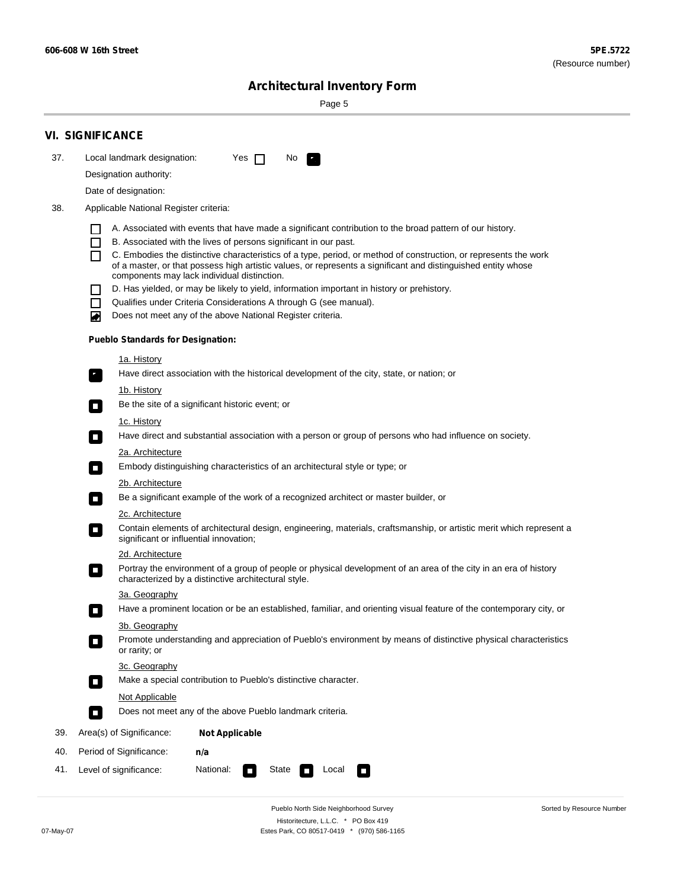606-608 W 16th Street

**5PE.5722**
(Resource number)

# Architectural Inventory Form

## VI. SIGNIFICANCE

37. Local landmark designation: Yes ☐ No ☑

Designation authority:

Date of designation:

38. Applicable National Register criteria:

- ☐ A. Associated with events that have made a significant contribution to the broad pattern of our history.
- ☐ B. Associated with the lives of persons significant in our past.
- ☐ C. Embodies the distinctive characteristics of a type, period, or method of construction, or represents the work of a master, or that possess high artistic values, or represents a significant and distinguished entity whose components may lack individual distinction.
- ☐ D. Has yielded, or may be likely to yield, information important in history or prehistory.
- ☐ Qualifies under Criteria Considerations A through G (see manual).
- ☑ Does not meet any of the above National Register criteria.

**Pueblo Standards for Designation:**

1a. History
- ☑ Have direct association with the historical development of the city, state, or nation; or

1b. History
- ☐ Be the site of a significant historic event; or

1c. History
- ☐ Have direct and substantial association with a person or group of persons who had influence on society.

2a. Architecture
- ☐ Embody distinguishing characteristics of an architectural style or type; or

2b. Architecture
- ☐ Be a significant example of the work of a recognized architect or master builder, or

2c. Architecture
- ☐ Contain elements of architectural design, engineering, materials, craftsmanship, or artistic merit which represent a significant or influential innovation;

2d. Architecture
- ☐ Portray the environment of a group of people or physical development of an area of the city in an era of history characterized by a distinctive architectural style.

3a. Geography
- ☐ Have a prominent location or be an established, familiar, and orienting visual feature of the contemporary city, or

3b. Geography
- ☐ Promote understanding and appreciation of Pueblo's environment by means of distinctive physical characteristics or rarity; or

3c. Geography
- ☐ Make a special contribution to Pueblo's distinctive character.

Not Applicable
- ☐ Does not meet any of the above Pueblo landmark criteria.

39. Area(s) of Significance: **Not Applicable**

40. Period of Significance: **n/a**

41. Level of significance: National: ☐ State ☐ Local ☐

Pueblo North Side Neighborhood Survey
Historitecture, L.L.C. * PO Box 419
Estes Park, CO 80517-0419 * (970) 586-1165

07-May-07

Sorted by Resource Number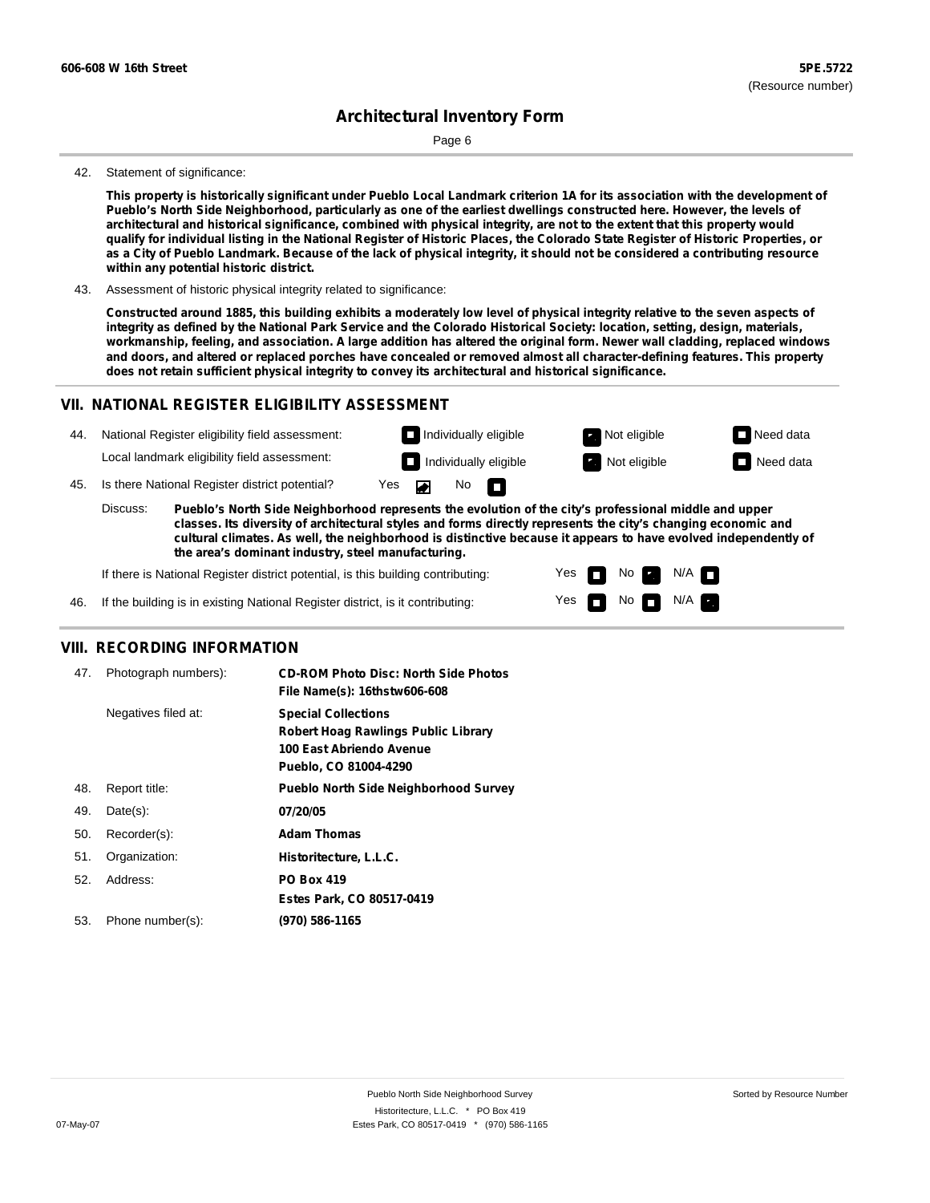**606-608 W 16th Street** | **5PE.5722** (Resource number)

## Architectural Inventory Form

42. Statement of significance:

**This property is historically significant under Pueblo Local Landmark criterion 1A for its association with the development of Pueblo's North Side Neighborhood, particularly as one of the earliest dwellings constructed here. However, the levels of architectural and historical significance, combined with physical integrity, are not to the extent that this property would qualify for individual listing in the National Register of Historic Places, the Colorado State Register of Historic Properties, or as a City of Pueblo Landmark. Because of the lack of physical integrity, it should not be considered a contributing resource within any potential historic district.**

43. Assessment of historic physical integrity related to significance:

**Constructed around 1885, this building exhibits a moderately low level of physical integrity relative to the seven aspects of integrity as defined by the National Park Service and the Colorado Historical Society: location, setting, design, materials, workmanship, feeling, and association. A large addition has altered the original form. Newer wall cladding, replaced windows and doors, and altered or replaced porches have concealed or removed almost all character-defining features. This property does not retain sufficient physical integrity to convey its architectural and historical significance.**

## VII. NATIONAL REGISTER ELIGIBILITY ASSESSMENT

44. National Register eligibility field assessment: ☐ Individually eligible ☒ Not eligible ☐ Need data

Local landmark eligibility field assessment: ☐ Individually eligible ☒ Not eligible ☐ Need data

45. Is there National Register district potential? Yes ☒ No ☐

Discuss: **Pueblo's North Side Neighborhood represents the evolution of the city's professional middle and upper classes. Its diversity of architectural styles and forms directly represents the city's changing economic and cultural climates. As well, the neighborhood is distinctive because it appears to have evolved independently of the area's dominant industry, steel manufacturing.**

If there is National Register district potential, is this building contributing: Yes ☐ No ☒ N/A ☐

46. If the building is in existing National Register district, is it contributing: Yes ☐ No ☐ N/A ☒

## VIII. RECORDING INFORMATION

| | | |
|---|---|---|
| 47. | Photograph numbers): | **CD-ROM Photo Disc: North Side Photos**<br>**File Name(s): 16thstw606-608** |
| | Negatives filed at: | **Special Collections**<br>**Robert Hoag Rawlings Public Library**<br>**100 East Abriendo Avenue**<br>**Pueblo, CO 81004-4290** |
| 48. | Report title: | **Pueblo North Side Neighborhood Survey** |
| 49. | Date(s): | **07/20/05** |
| 50. | Recorder(s): | **Adam Thomas** |
| 51. | Organization: | **Historitecture, L.L.C.** |
| 52. | Address: | **PO Box 419**<br>**Estes Park, CO 80517-0419** |
| 53. | Phone number(s): | **(970) 586-1165** |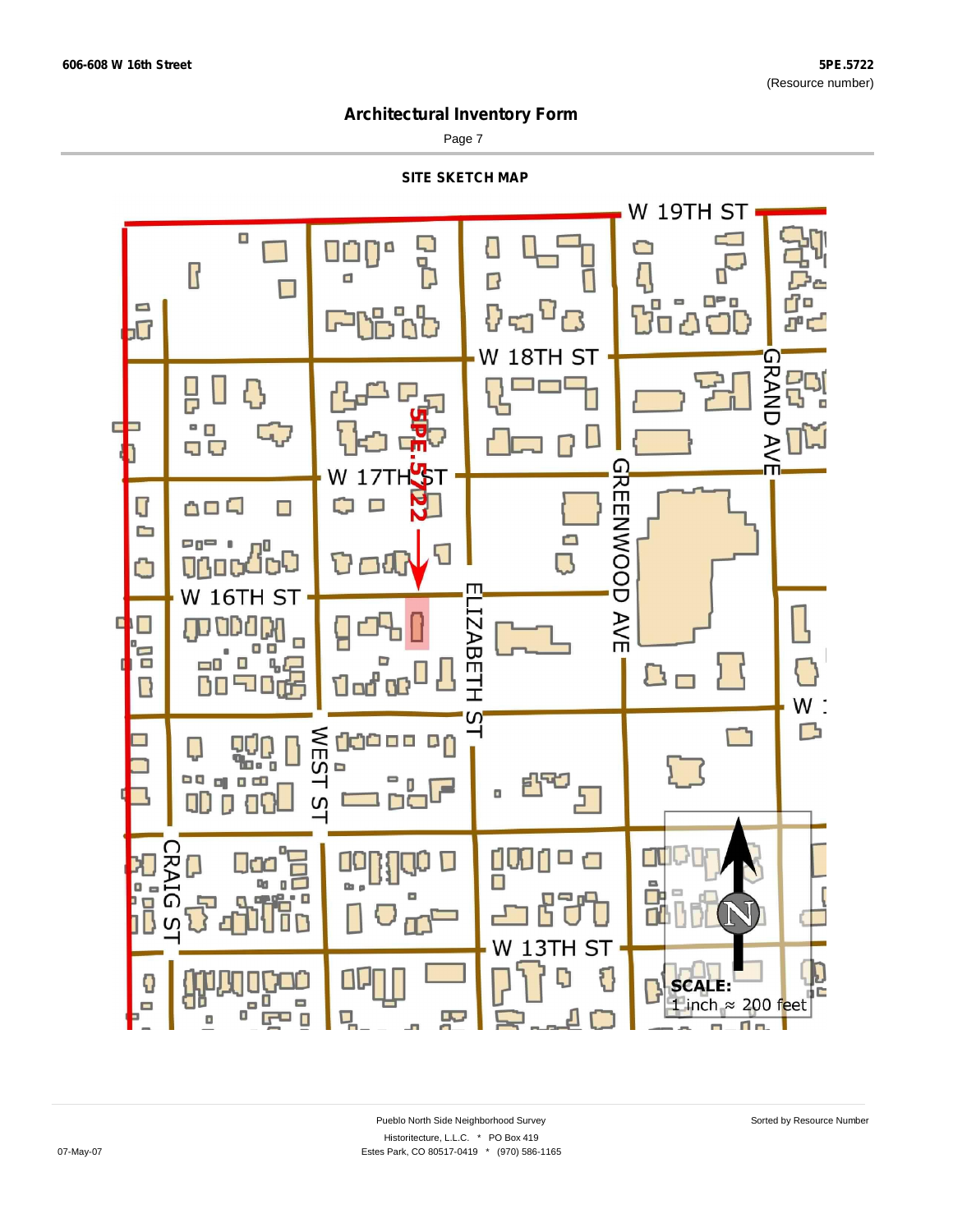**606-608 W 16th Street**

**5PE.5722**
(Resource number)

## Architectural Inventory Form

Page 7

### SITE SKETCH MAP

W 19TH ST

W 18TH ST

W 17TH ST

W 16TH ST

5PE.5722

GRAND AVE

GREENWOOD AVE

ELIZABETH ST

WEST ST

CRAIG ST

W 13TH ST

W 1

N

**SCALE:**
1 inch ≈ 200 feet

07-May-07

Pueblo North Side Neighborhood Survey
Historitecture, L.L.C. * PO Box 419
Estes Park, CO 80517-0419 * (970) 586-1165

Sorted by Resource Number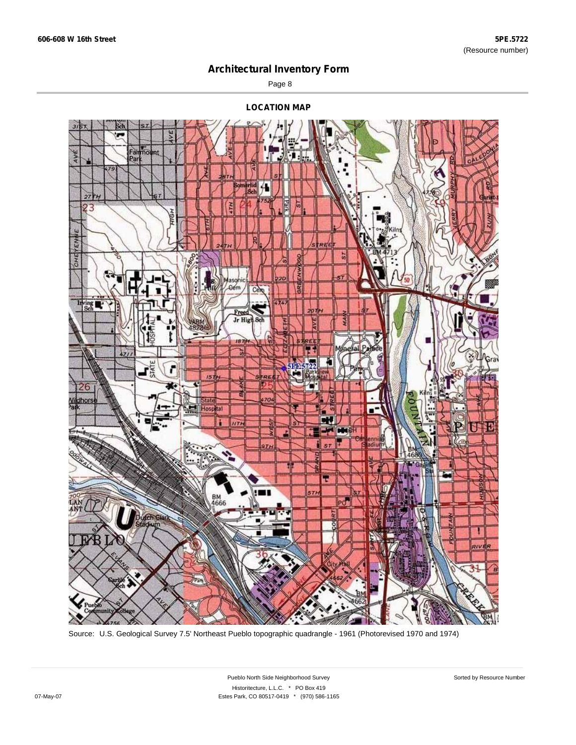## Architectural Inventory Form

### LOCATION MAP

Source: U.S. Geological Survey 7.5' Northeast Pueblo topographic quadrangle - 1961 (Photorevised 1970 and 1974)